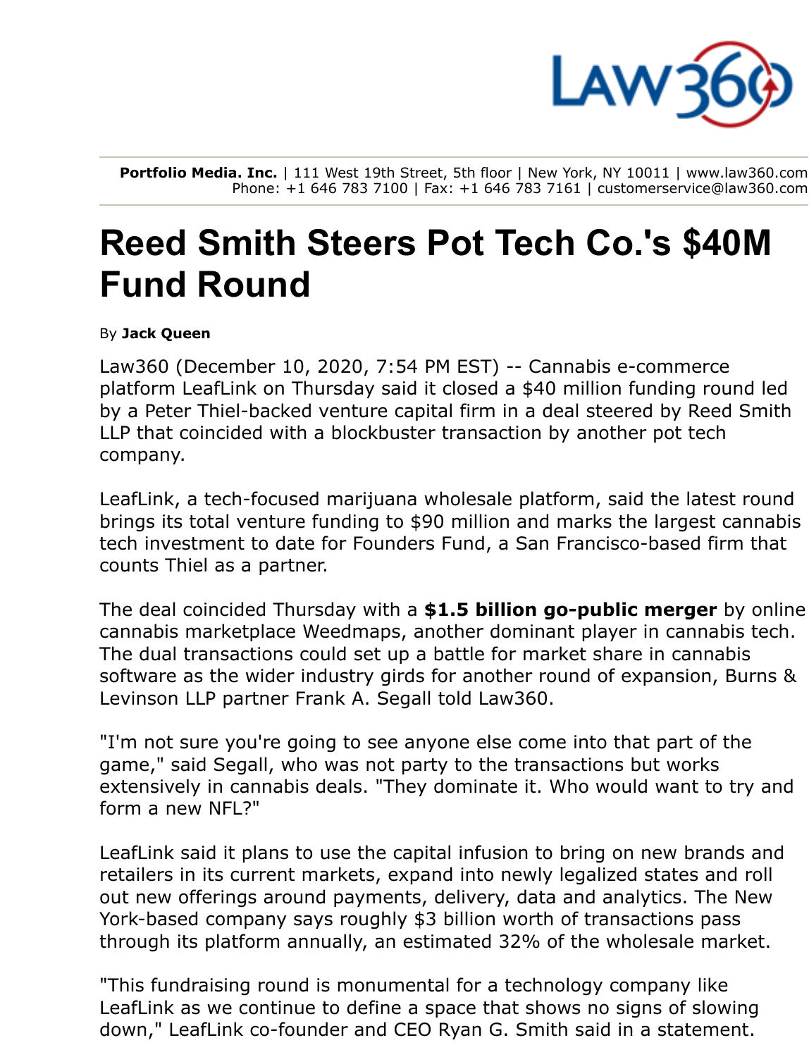**Portfolio Media. Inc.** | 111 West 19th Street, 5th floor | New York, NY 10011 | www.law360.com
Phone: +1 646 783 7100 | Fax: +1 646 783 7161 | customerservice@law360.com

# Reed Smith Steers Pot Tech Co.'s $40M Fund Round

By **Jack Queen**

Law360 (December 10, 2020, 7:54 PM EST) -- Cannabis e-commerce platform LeafLink on Thursday said it closed a $40 million funding round led by a Peter Thiel-backed venture capital firm in a deal steered by Reed Smith LLP that coincided with a blockbuster transaction by another pot tech company.

LeafLink, a tech-focused marijuana wholesale platform, said the latest round brings its total venture funding to $90 million and marks the largest cannabis tech investment to date for Founders Fund, a San Francisco-based firm that counts Thiel as a partner.

The deal coincided Thursday with a **$1.5 billion go-public merger** by online cannabis marketplace Weedmaps, another dominant player in cannabis tech. The dual transactions could set up a battle for market share in cannabis software as the wider industry girds for another round of expansion, Burns & Levinson LLP partner Frank A. Segall told Law360.

"I'm not sure you're going to see anyone else come into that part of the game," said Segall, who was not party to the transactions but works extensively in cannabis deals. "They dominate it. Who would want to try and form a new NFL?"

LeafLink said it plans to use the capital infusion to bring on new brands and retailers in its current markets, expand into newly legalized states and roll out new offerings around payments, delivery, data and analytics. The New York-based company says roughly $3 billion worth of transactions pass through its platform annually, an estimated 32% of the wholesale market.

"This fundraising round is monumental for a technology company like LeafLink as we continue to define a space that shows no signs of slowing down," LeafLink co-founder and CEO Ryan G. Smith said in a statement.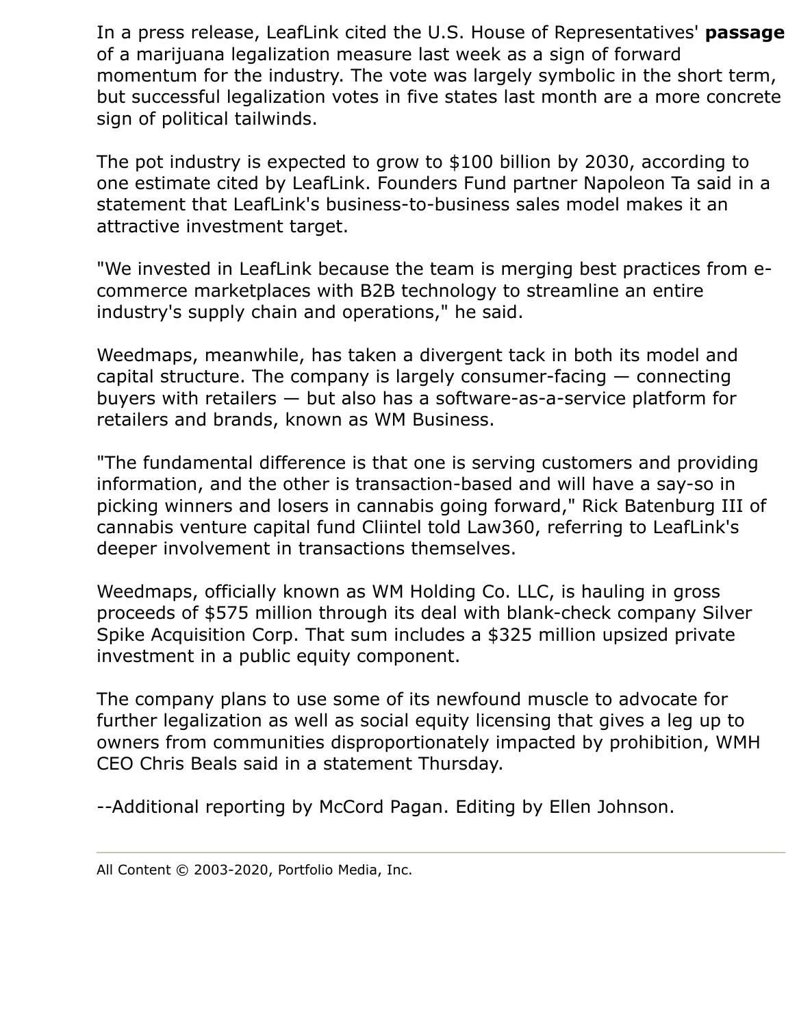In a press release, LeafLink cited the U.S. House of Representatives' **passage** of a marijuana legalization measure last week as a sign of forward momentum for the industry. The vote was largely symbolic in the short term, but successful legalization votes in five states last month are a more concrete sign of political tailwinds.

The pot industry is expected to grow to $100 billion by 2030, according to one estimate cited by LeafLink. Founders Fund partner Napoleon Ta said in a statement that LeafLink's business-to-business sales model makes it an attractive investment target.

"We invested in LeafLink because the team is merging best practices from e-commerce marketplaces with B2B technology to streamline an entire industry's supply chain and operations," he said.

Weedmaps, meanwhile, has taken a divergent tack in both its model and capital structure. The company is largely consumer-facing — connecting buyers with retailers — but also has a software-as-a-service platform for retailers and brands, known as WM Business.

"The fundamental difference is that one is serving customers and providing information, and the other is transaction-based and will have a say-so in picking winners and losers in cannabis going forward," Rick Batenburg III of cannabis venture capital fund Cliintel told Law360, referring to LeafLink's deeper involvement in transactions themselves.

Weedmaps, officially known as WM Holding Co. LLC, is hauling in gross proceeds of $575 million through its deal with blank-check company Silver Spike Acquisition Corp. That sum includes a $325 million upsized private investment in a public equity component.

The company plans to use some of its newfound muscle to advocate for further legalization as well as social equity licensing that gives a leg up to owners from communities disproportionately impacted by prohibition, WMH CEO Chris Beals said in a statement Thursday.

--Additional reporting by McCord Pagan. Editing by Ellen Johnson.

All Content © 2003-2020, Portfolio Media, Inc.